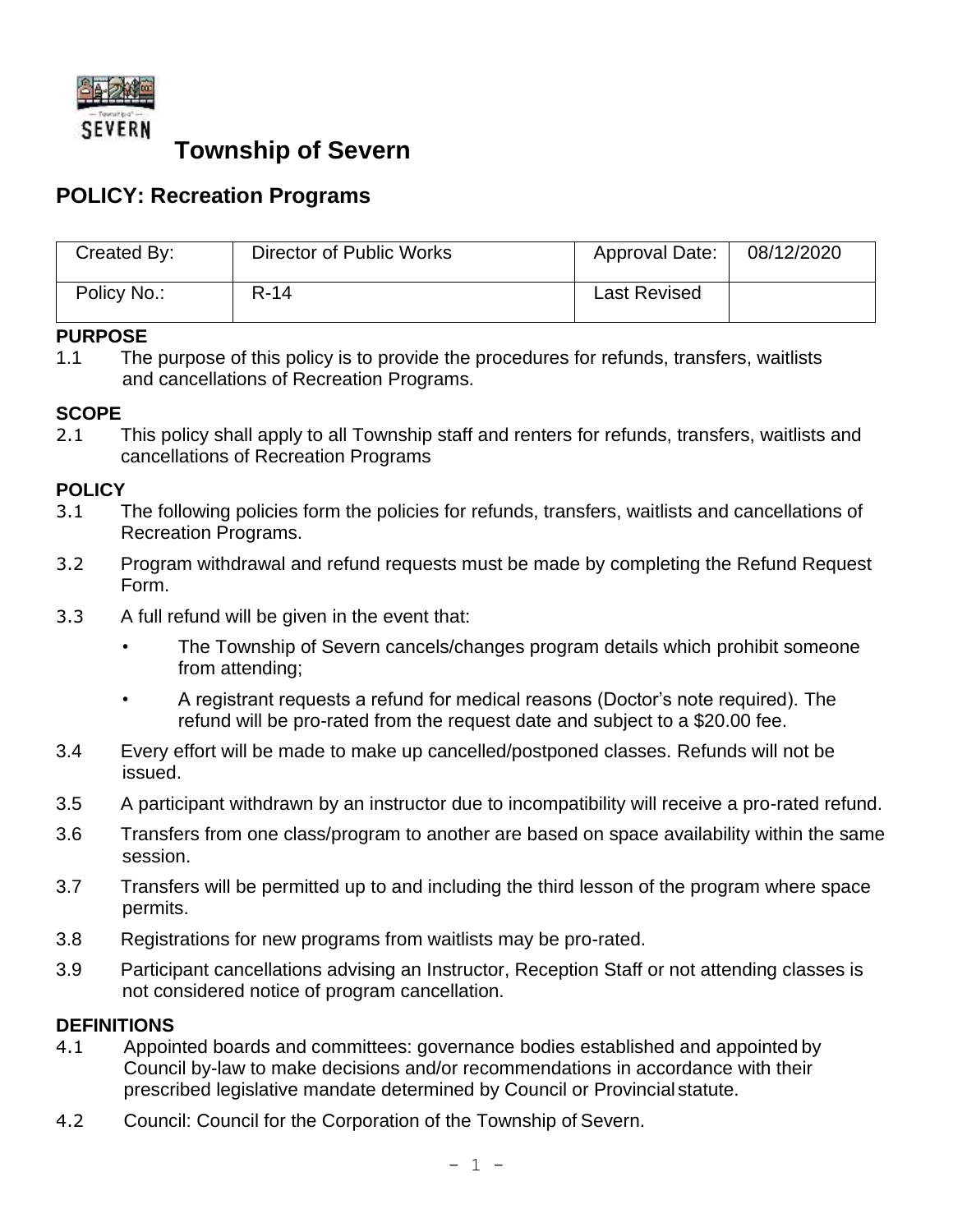# Township of Severn

## POLICY: Recreation Programs

| Created By: | Director of Public Works | Approval Date: | 08/12/2020 |
|---|---|---|---|
| Policy No.: | R-14 | Last Revised | |

**PURPOSE**

1.1 The purpose of this policy is to provide the procedures for refunds, transfers, waitlists and cancellations of Recreation Programs.

**SCOPE**

2.1 This policy shall apply to all Township staff and renters for refunds, transfers, waitlists and cancellations of Recreation Programs

**POLICY**

3.1 The following policies form the policies for refunds, transfers, waitlists and cancellations of Recreation Programs.

3.2 Program withdrawal and refund requests must be made by completing the Refund Request Form.

3.3 A full refund will be given in the event that:

- The Township of Severn cancels/changes program details which prohibit someone from attending;
- A registrant requests a refund for medical reasons (Doctor's note required). The refund will be pro-rated from the request date and subject to a $20.00 fee.

3.4 Every effort will be made to make up cancelled/postponed classes. Refunds will not be issued.

3.5 A participant withdrawn by an instructor due to incompatibility will receive a pro-rated refund.

3.6 Transfers from one class/program to another are based on space availability within the same session.

3.7 Transfers will be permitted up to and including the third lesson of the program where space permits.

3.8 Registrations for new programs from waitlists may be pro-rated.

3.9 Participant cancellations advising an Instructor, Reception Staff or not attending classes is not considered notice of program cancellation.

**DEFINITIONS**

4.1 Appointed boards and committees: governance bodies established and appointed by Council by-law to make decisions and/or recommendations in accordance with their prescribed legislative mandate determined by Council or Provincial statute.

4.2 Council: Council for the Corporation of the Township of Severn.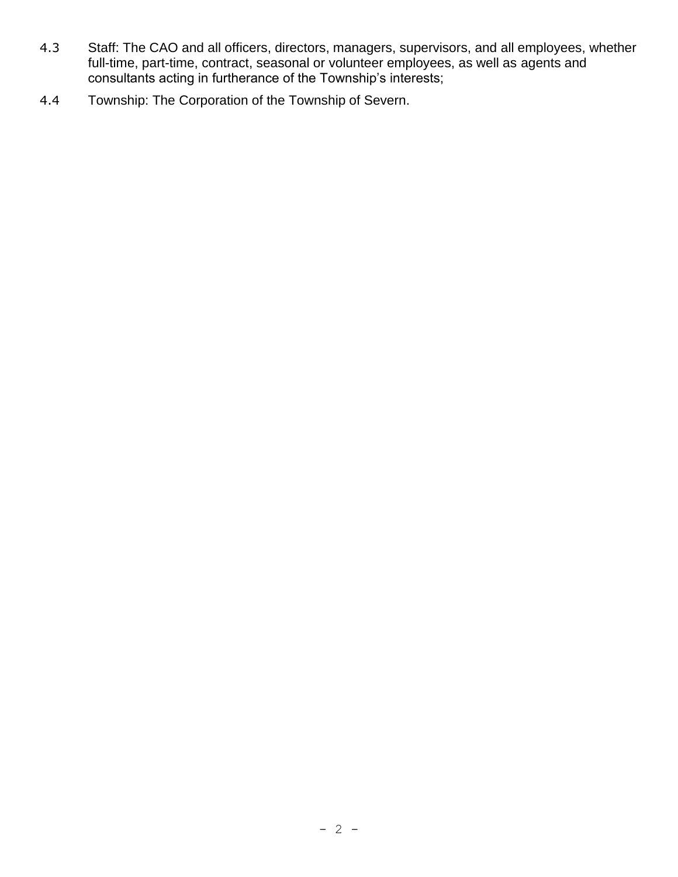4.3 Staff: The CAO and all officers, directors, managers, supervisors, and all employees, whether full-time, part-time, contract, seasonal or volunteer employees, as well as agents and consultants acting in furtherance of the Township's interests;

4.4 Township: The Corporation of the Township of Severn.